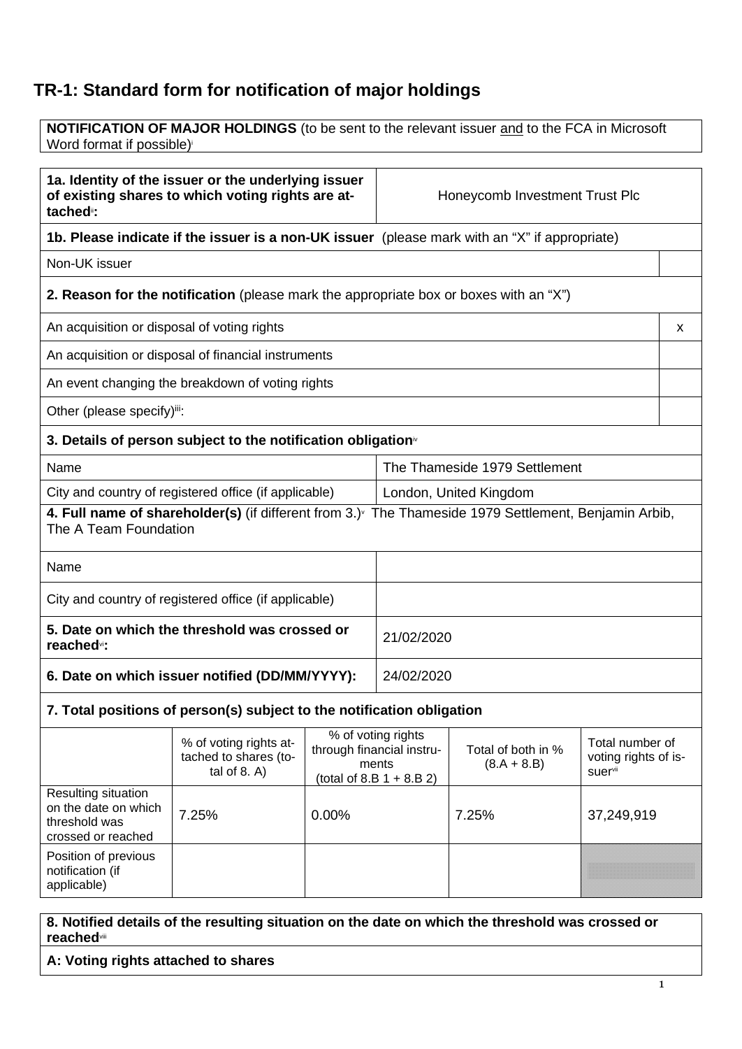# TR-1: Standard form for notification of major holdings

| **NOTIFICATION OF MAJOR HOLDINGS** (to be sent to the relevant issuer and to the FCA in Microsoft Word format if possible)[i] |
|---|

| **1a. Identity of the issuer or the underlying issuer of existing shares to which voting rights are attached**[ii]**:** | Honeycomb Investment Trust Plc |
|---|---|

**1b. Please indicate if the issuer is a non-UK issuer** (please mark with an "X" if appropriate)

| Non-UK issuer | |
|---|---|

**2. Reason for the notification** (please mark the appropriate box or boxes with an "X")

| | |
|---|---|
| An acquisition or disposal of voting rights | x |
| An acquisition or disposal of financial instruments | |
| An event changing the breakdown of voting rights | |
| Other (please specify)[iii]: | |

**3. Details of person subject to the notification obligation**[iv]

| | |
|---|---|
| Name | The Thameside 1979 Settlement |
| City and country of registered office (if applicable) | London, United Kingdom |

**4. Full name of shareholder(s)** (if different from 3.)[v] The Thameside 1979 Settlement, Benjamin Arbib, The A Team Foundation

| | |
|---|---|
| Name | |
| City and country of registered office (if applicable) | |

| | |
|---|---|
| **5. Date on which the threshold was crossed or reached**[vi]**:** | 21/02/2020 |
| **6. Date on which issuer notified (DD/MM/YYYY):** | 24/02/2020 |

**7. Total positions of person(s) subject to the notification obligation**

| | % of voting rights attached to shares (total of 8. A) | % of voting rights through financial instruments (total of 8.B 1 + 8.B 2) | Total of both in % (8.A + 8.B) | Total number of voting rights of issuer[vii] |
|---|---|---|---|---|
| Resulting situation on the date on which threshold was crossed or reached | 7.25% | 0.00% | 7.25% | 37,249,919 |
| Position of previous notification (if applicable) | | | | |

**8. Notified details of the resulting situation on the date on which the threshold was crossed or reached**[viii]

**A: Voting rights attached to shares**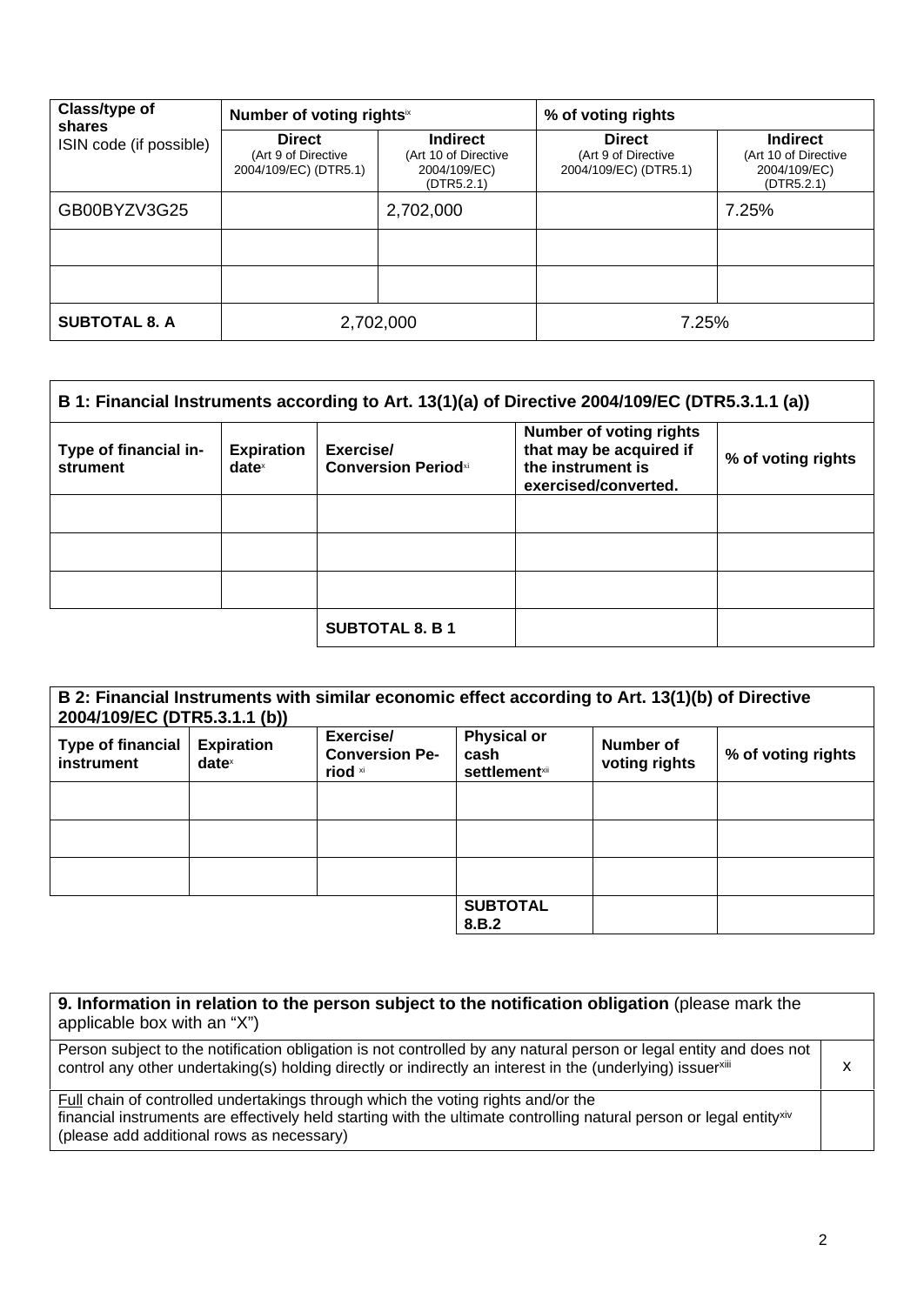| Class/type of shares<br>ISIN code (if possible) | Number of voting rights[ix] | | % of voting rights | |
|---|---|---|---|---|
| | **Direct**<br>(Art 9 of Directive 2004/109/EC) (DTR5.1) | **Indirect**<br>(Art 10 of Directive 2004/109/EC) (DTR5.2.1) | **Direct**<br>(Art 9 of Directive 2004/109/EC) (DTR5.1) | **Indirect**<br>(Art 10 of Directive 2004/109/EC) (DTR5.2.1) |
| GB00BYZV3G25 | | 2,702,000 | | 7.25% |
| | | | | |
| | | | | |
| **SUBTOTAL 8. A** | 2,702,000 | | 7.25% | |

| B 1: Financial Instruments according to Art. 13(1)(a) of Directive 2004/109/EC (DTR5.3.1.1 (a)) | | | | |
|---|---|---|---|---|
| **Type of financial instrument** | **Expiration date**[x] | **Exercise/ Conversion Period**[xi] | **Number of voting rights that may be acquired if the instrument is exercised/converted.** | **% of voting rights** |
| | | | | |
| | | | | |
| | | | | |
| | | **SUBTOTAL 8. B 1** | | |

| B 2: Financial Instruments with similar economic effect according to Art. 13(1)(b) of Directive 2004/109/EC (DTR5.3.1.1 (b)) | | | | | |
|---|---|---|---|---|---|
| **Type of financial instrument** | **Expiration date**[x] | **Exercise/ Conversion Period** [xi] | **Physical or cash settlement**[xii] | **Number of voting rights** | **% of voting rights** |
| | | | | | |
| | | | | | |
| | | | | | |
| | | | **SUBTOTAL 8.B.2** | | |

| **9. Information in relation to the person subject to the notification obligation** (please mark the applicable box with an "X") | |
|---|---|
| Person subject to the notification obligation is not controlled by any natural person or legal entity and does not control any other undertaking(s) holding directly or indirectly an interest in the (underlying) issuer[xiii] | X |
| Full chain of controlled undertakings through which the voting rights and/or the financial instruments are effectively held starting with the ultimate controlling natural person or legal entity[xiv] (please add additional rows as necessary) | |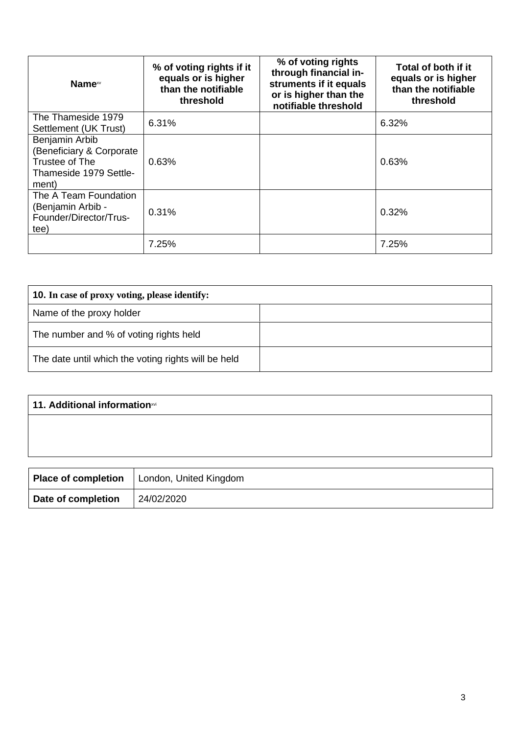| Name[xv] | % of voting rights if it equals or is higher than the notifiable threshold | % of voting rights through financial instruments if it equals or is higher than the notifiable threshold | Total of both if it equals or is higher than the notifiable threshold |
|---|---|---|---|
| The Thameside 1979 Settlement (UK Trust) | 6.31% | | 6.32% |
| Benjamin Arbib (Beneficiary & Corporate Trustee of The Thameside 1979 Settlement) | 0.63% | | 0.63% |
| The A Team Foundation (Benjamin Arbib - Founder/Director/Trustee) | 0.31% | | 0.32% |
| | 7.25% | | 7.25% |

| 10. In case of proxy voting, please identify: | |
|---|---|
| Name of the proxy holder | |
| The number and % of voting rights held | |
| The date until which the voting rights will be held | |

| 11. Additional information[xvi] |
|---|
| |

| | |
|---|---|
| **Place of completion** | London, United Kingdom |
| **Date of completion** | 24/02/2020 |